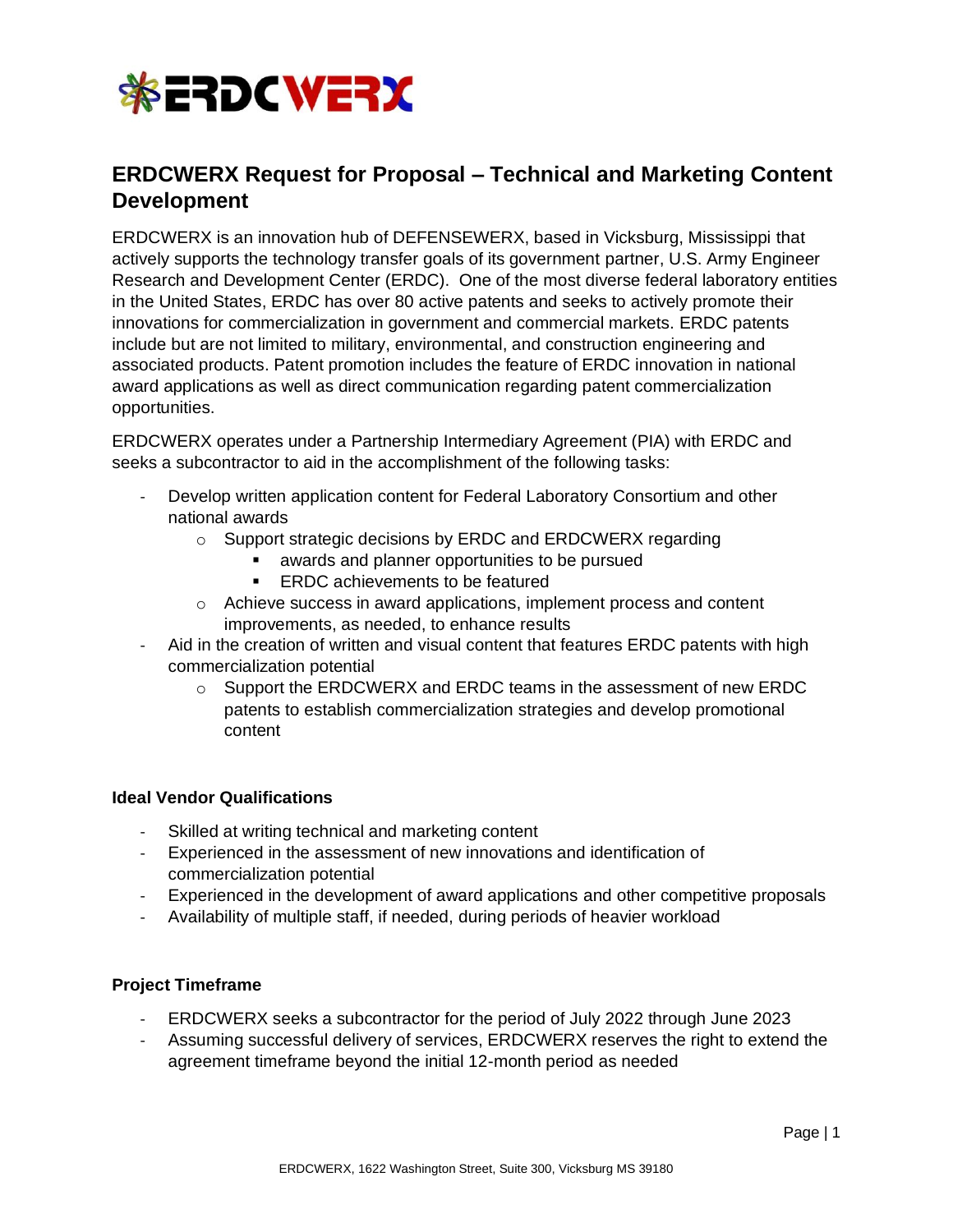# ERDCWERX Request for Proposal – Technical and Marketing Content Development

ERDCWERX is an innovation hub of DEFENSEWERX, based in Vicksburg, Mississippi that actively supports the technology transfer goals of its government partner, U.S. Army Engineer Research and Development Center (ERDC). One of the most diverse federal laboratory entities in the United States, ERDC has over 80 active patents and seeks to actively promote their innovations for commercialization in government and commercial markets. ERDC patents include but are not limited to military, environmental, and construction engineering and associated products. Patent promotion includes the feature of ERDC innovation in national award applications as well as direct communication regarding patent commercialization opportunities.

ERDCWERX operates under a Partnership Intermediary Agreement (PIA) with ERDC and seeks a subcontractor to aid in the accomplishment of the following tasks:

- Develop written application content for Federal Laboratory Consortium and other national awards
  - Support strategic decisions by ERDC and ERDCWERX regarding
    - awards and planner opportunities to be pursued
    - ERDC achievements to be featured
  - Achieve success in award applications, implement process and content improvements, as needed, to enhance results
- Aid in the creation of written and visual content that features ERDC patents with high commercialization potential
  - Support the ERDCWERX and ERDC teams in the assessment of new ERDC patents to establish commercialization strategies and develop promotional content

### Ideal Vendor Qualifications

- Skilled at writing technical and marketing content
- Experienced in the assessment of new innovations and identification of commercialization potential
- Experienced in the development of award applications and other competitive proposals
- Availability of multiple staff, if needed, during periods of heavier workload

### Project Timeframe

- ERDCWERX seeks a subcontractor for the period of July 2022 through June 2023
- Assuming successful delivery of services, ERDCWERX reserves the right to extend the agreement timeframe beyond the initial 12-month period as needed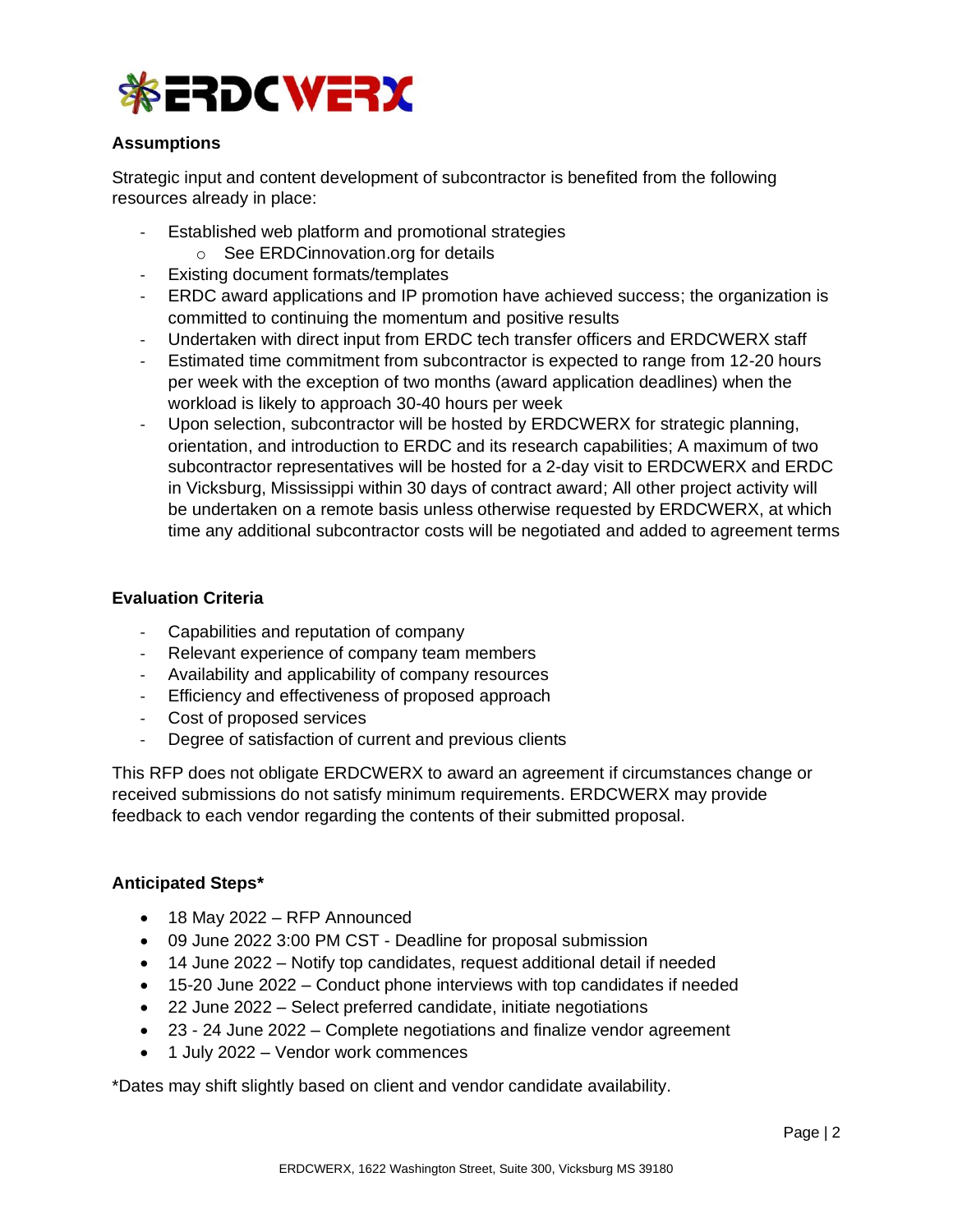## Assumptions

Strategic input and content development of subcontractor is benefited from the following resources already in place:

- Established web platform and promotional strategies
  - See ERDCinnovation.org for details
- Existing document formats/templates
- ERDC award applications and IP promotion have achieved success; the organization is committed to continuing the momentum and positive results
- Undertaken with direct input from ERDC tech transfer officers and ERDCWERX staff
- Estimated time commitment from subcontractor is expected to range from 12-20 hours per week with the exception of two months (award application deadlines) when the workload is likely to approach 30-40 hours per week
- Upon selection, subcontractor will be hosted by ERDCWERX for strategic planning, orientation, and introduction to ERDC and its research capabilities; A maximum of two subcontractor representatives will be hosted for a 2-day visit to ERDCWERX and ERDC in Vicksburg, Mississippi within 30 days of contract award; All other project activity will be undertaken on a remote basis unless otherwise requested by ERDCWERX, at which time any additional subcontractor costs will be negotiated and added to agreement terms

## Evaluation Criteria

- Capabilities and reputation of company
- Relevant experience of company team members
- Availability and applicability of company resources
- Efficiency and effectiveness of proposed approach
- Cost of proposed services
- Degree of satisfaction of current and previous clients

This RFP does not obligate ERDCWERX to award an agreement if circumstances change or received submissions do not satisfy minimum requirements. ERDCWERX may provide feedback to each vendor regarding the contents of their submitted proposal.

## Anticipated Steps*

- 18 May 2022 – RFP Announced
- 09 June 2022 3:00 PM CST - Deadline for proposal submission
- 14 June 2022 – Notify top candidates, request additional detail if needed
- 15-20 June 2022 – Conduct phone interviews with top candidates if needed
- 22 June 2022 – Select preferred candidate, initiate negotiations
- 23 - 24 June 2022 – Complete negotiations and finalize vendor agreement
- 1 July 2022 – Vendor work commences

*Dates may shift slightly based on client and vendor candidate availability.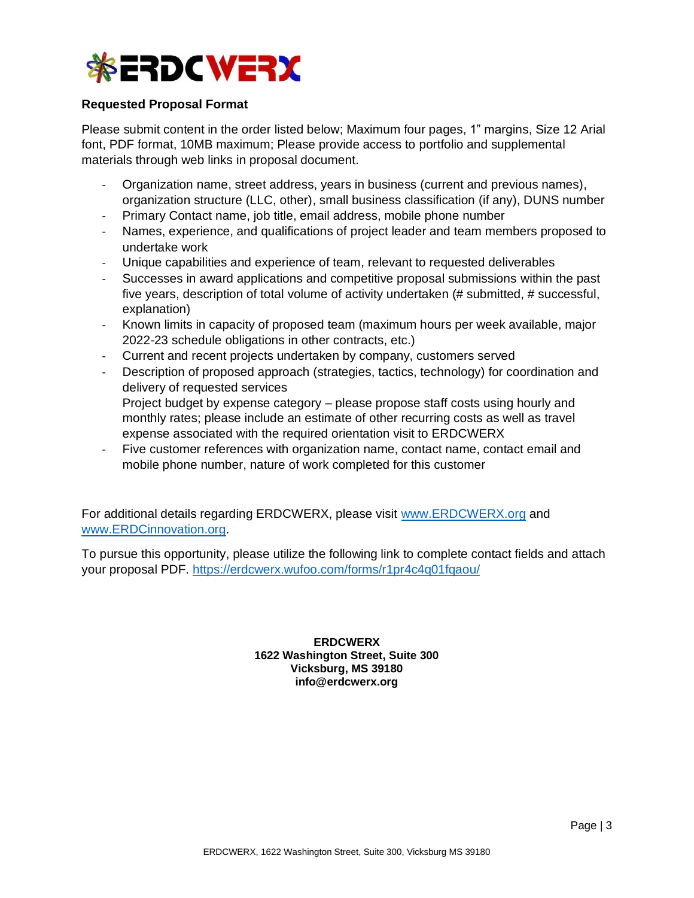**Requested Proposal Format**

Please submit content in the order listed below; Maximum four pages, 1" margins, Size 12 Arial font, PDF format, 10MB maximum; Please provide access to portfolio and supplemental materials through web links in proposal document.

- Organization name, street address, years in business (current and previous names), organization structure (LLC, other), small business classification (if any), DUNS number
- Primary Contact name, job title, email address, mobile phone number
- Names, experience, and qualifications of project leader and team members proposed to undertake work
- Unique capabilities and experience of team, relevant to requested deliverables
- Successes in award applications and competitive proposal submissions within the past five years, description of total volume of activity undertaken (# submitted, # successful, explanation)
- Known limits in capacity of proposed team (maximum hours per week available, major 2022-23 schedule obligations in other contracts, etc.)
- Current and recent projects undertaken by company, customers served
- Description of proposed approach (strategies, tactics, technology) for coordination and delivery of requested services
  Project budget by expense category – please propose staff costs using hourly and monthly rates; please include an estimate of other recurring costs as well as travel expense associated with the required orientation visit to ERDCWERX
- Five customer references with organization name, contact name, contact email and mobile phone number, nature of work completed for this customer

For additional details regarding ERDCWERX, please visit www.ERDCWERX.org and www.ERDCinnovation.org.

To pursue this opportunity, please utilize the following link to complete contact fields and attach your proposal PDF. https://erdcwerx.wufoo.com/forms/r1pr4c4q01fqaou/

**ERDCWERX**
**1622 Washington Street, Suite 300**
**Vicksburg, MS 39180**
**info@erdcwerx.org**